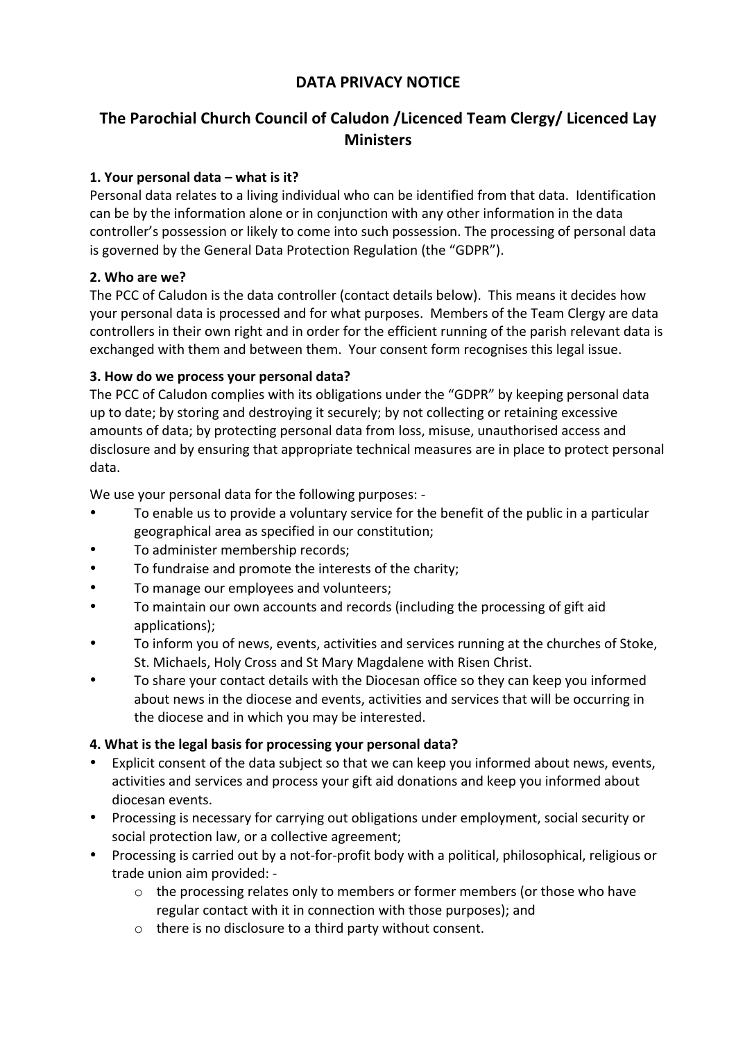# DATA PRIVACY NOTICE

## The Parochial Church Council of Caludon /Licenced Team Clergy/ Licenced Lay Ministers

**1. Your personal data – what is it?**

Personal data relates to a living individual who can be identified from that data. Identification can be by the information alone or in conjunction with any other information in the data controller's possession or likely to come into such possession. The processing of personal data is governed by the General Data Protection Regulation (the "GDPR").

**2. Who are we?**

The PCC of Caludon is the data controller (contact details below). This means it decides how your personal data is processed and for what purposes. Members of the Team Clergy are data controllers in their own right and in order for the efficient running of the parish relevant data is exchanged with them and between them. Your consent form recognises this legal issue.

**3. How do we process your personal data?**

The PCC of Caludon complies with its obligations under the "GDPR" by keeping personal data up to date; by storing and destroying it securely; by not collecting or retaining excessive amounts of data; by protecting personal data from loss, misuse, unauthorised access and disclosure and by ensuring that appropriate technical measures are in place to protect personal data.

We use your personal data for the following purposes: -

- To enable us to provide a voluntary service for the benefit of the public in a particular geographical area as specified in our constitution;
- To administer membership records;
- To fundraise and promote the interests of the charity;
- To manage our employees and volunteers;
- To maintain our own accounts and records (including the processing of gift aid applications);
- To inform you of news, events, activities and services running at the churches of Stoke, St. Michaels, Holy Cross and St Mary Magdalene with Risen Christ.
- To share your contact details with the Diocesan office so they can keep you informed about news in the diocese and events, activities and services that will be occurring in the diocese and in which you may be interested.

**4. What is the legal basis for processing your personal data?**

- Explicit consent of the data subject so that we can keep you informed about news, events, activities and services and process your gift aid donations and keep you informed about diocesan events.
- Processing is necessary for carrying out obligations under employment, social security or social protection law, or a collective agreement;
- Processing is carried out by a not-for-profit body with a political, philosophical, religious or trade union aim provided: -
  - the processing relates only to members or former members (or those who have regular contact with it in connection with those purposes); and
  - there is no disclosure to a third party without consent.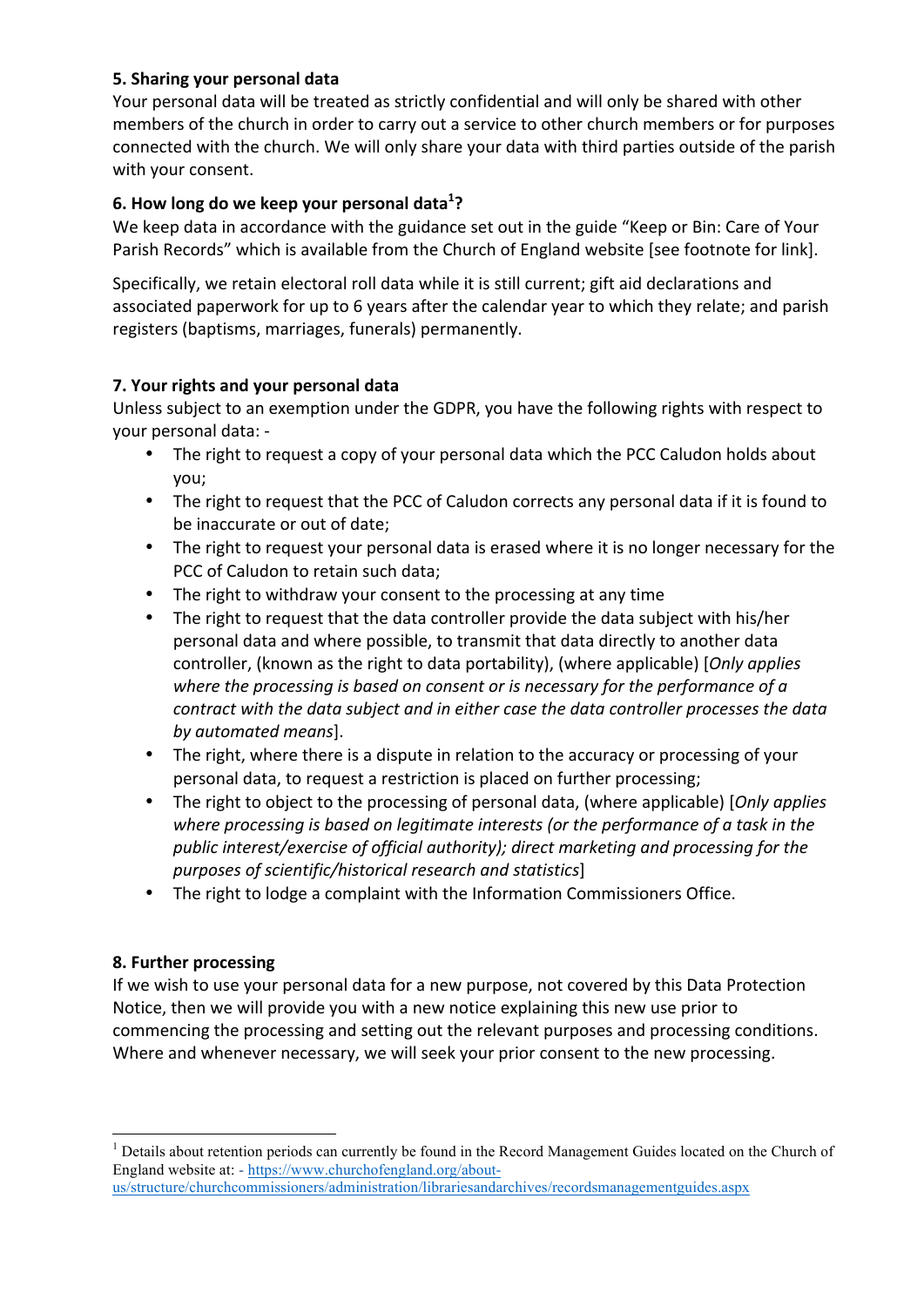**5. Sharing your personal data**

Your personal data will be treated as strictly confidential and will only be shared with other members of the church in order to carry out a service to other church members or for purposes connected with the church. We will only share your data with third parties outside of the parish with your consent.

**6. How long do we keep your personal data[1]?**

We keep data in accordance with the guidance set out in the guide "Keep or Bin: Care of Your Parish Records" which is available from the Church of England website [see footnote for link].

Specifically, we retain electoral roll data while it is still current; gift aid declarations and associated paperwork for up to 6 years after the calendar year to which they relate; and parish registers (baptisms, marriages, funerals) permanently.

**7. Your rights and your personal data**

Unless subject to an exemption under the GDPR, you have the following rights with respect to your personal data: -

- The right to request a copy of your personal data which the PCC Caludon holds about you;
- The right to request that the PCC of Caludon corrects any personal data if it is found to be inaccurate or out of date;
- The right to request your personal data is erased where it is no longer necessary for the PCC of Caludon to retain such data;
- The right to withdraw your consent to the processing at any time
- The right to request that the data controller provide the data subject with his/her personal data and where possible, to transmit that data directly to another data controller, (known as the right to data portability), (where applicable) [*Only applies where the processing is based on consent or is necessary for the performance of a contract with the data subject and in either case the data controller processes the data by automated means*].
- The right, where there is a dispute in relation to the accuracy or processing of your personal data, to request a restriction is placed on further processing;
- The right to object to the processing of personal data, (where applicable) [*Only applies where processing is based on legitimate interests (or the performance of a task in the public interest/exercise of official authority); direct marketing and processing for the purposes of scientific/historical research and statistics*]
- The right to lodge a complaint with the Information Commissioners Office.

**8. Further processing**

If we wish to use your personal data for a new purpose, not covered by this Data Protection Notice, then we will provide you with a new notice explaining this new use prior to commencing the processing and setting out the relevant purposes and processing conditions. Where and whenever necessary, we will seek your prior consent to the new processing.

---

[1] Details about retention periods can currently be found in the Record Management Guides located on the Church of England website at: - https://www.churchofengland.org/about-us/structure/churchcommissioners/administration/librariesandarchives/recordsmanagementguides.aspx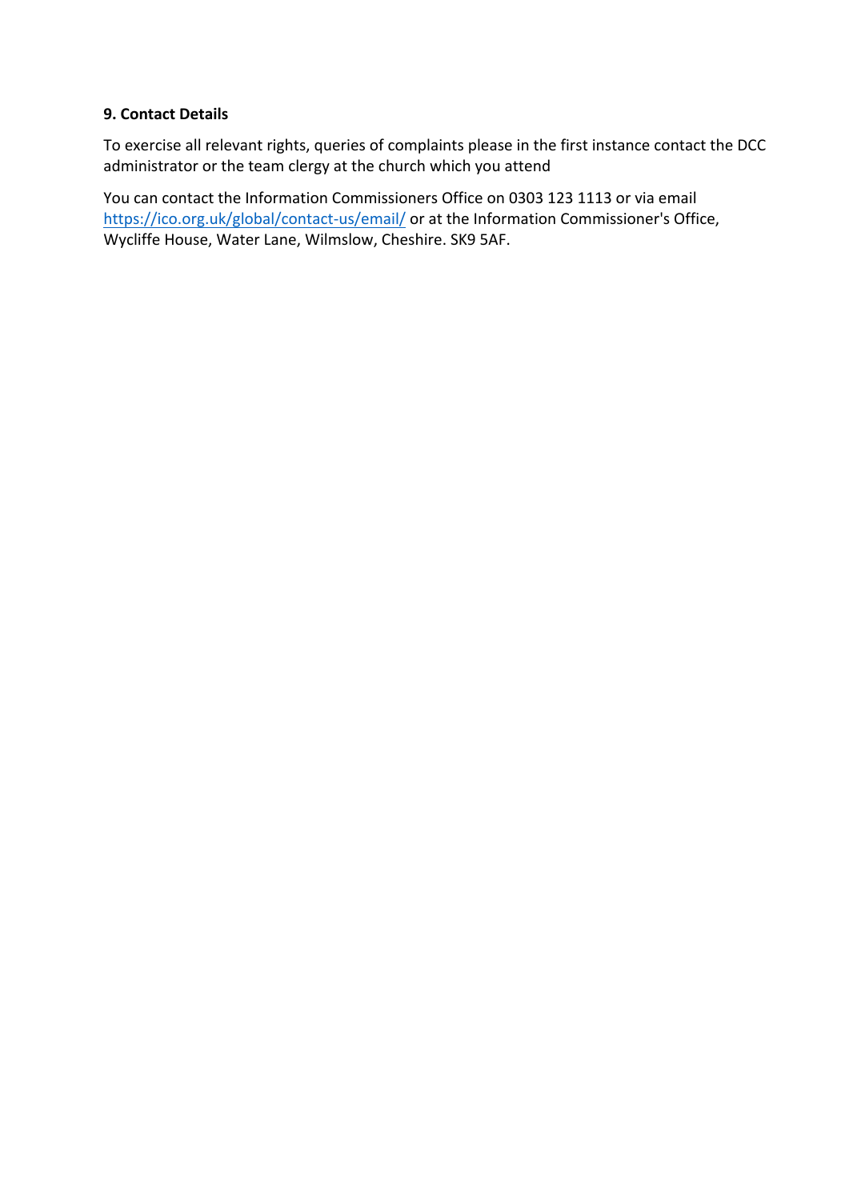## 9. Contact Details

To exercise all relevant rights, queries of complaints please in the first instance contact the DCC administrator or the team clergy at the church which you attend

You can contact the Information Commissioners Office on 0303 123 1113 or via email https://ico.org.uk/global/contact-us/email/ or at the Information Commissioner's Office, Wycliffe House, Water Lane, Wilmslow, Cheshire. SK9 5AF.